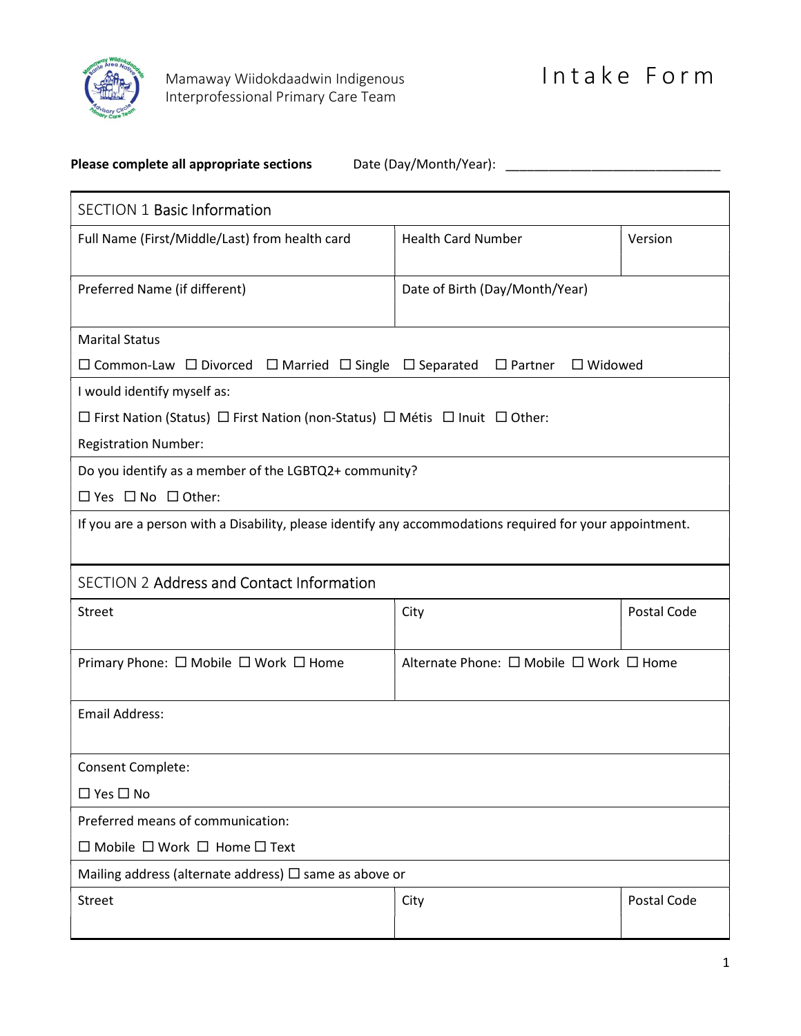Mamaway Wiidokdaadwin Indigenous Interprofessional Primary Care Team

# Intake Form

**Please complete all appropriate sections** Date (Day/Month/Year): ______________________________

| SECTION 1 Basic Information | | |
|---|---|---|
| Full Name (First/Middle/Last) from health card | Health Card Number | Version |
| Preferred Name (if different) | Date of Birth (Day/Month/Year) | |
| Marital Status<br>☐ Common-Law ☐ Divorced ☐ Married ☐ Single ☐ Separated ☐ Partner ☐ Widowed | | |
| I would identify myself as:<br>☐ First Nation (Status) ☐ First Nation (non-Status) ☐ Métis ☐ Inuit ☐ Other:<br>Registration Number: | | |
| Do you identify as a member of the LGBTQ2+ community?<br>☐ Yes ☐ No ☐ Other: | | |
| If you are a person with a Disability, please identify any accommodations required for your appointment. | | |

| SECTION 2 Address and Contact Information | | |
|---|---|---|
| Street | City | Postal Code |
| Primary Phone: ☐ Mobile ☐ Work ☐ Home | Alternate Phone: ☐ Mobile ☐ Work ☐ Home | |
| Email Address: | | |
| Consent Complete:<br>☐ Yes ☐ No | | |
| Preferred means of communication:<br>☐ Mobile ☐ Work ☐ Home ☐ Text | | |
| Mailing address (alternate address) ☐ same as above or | | |
| Street | City | Postal Code |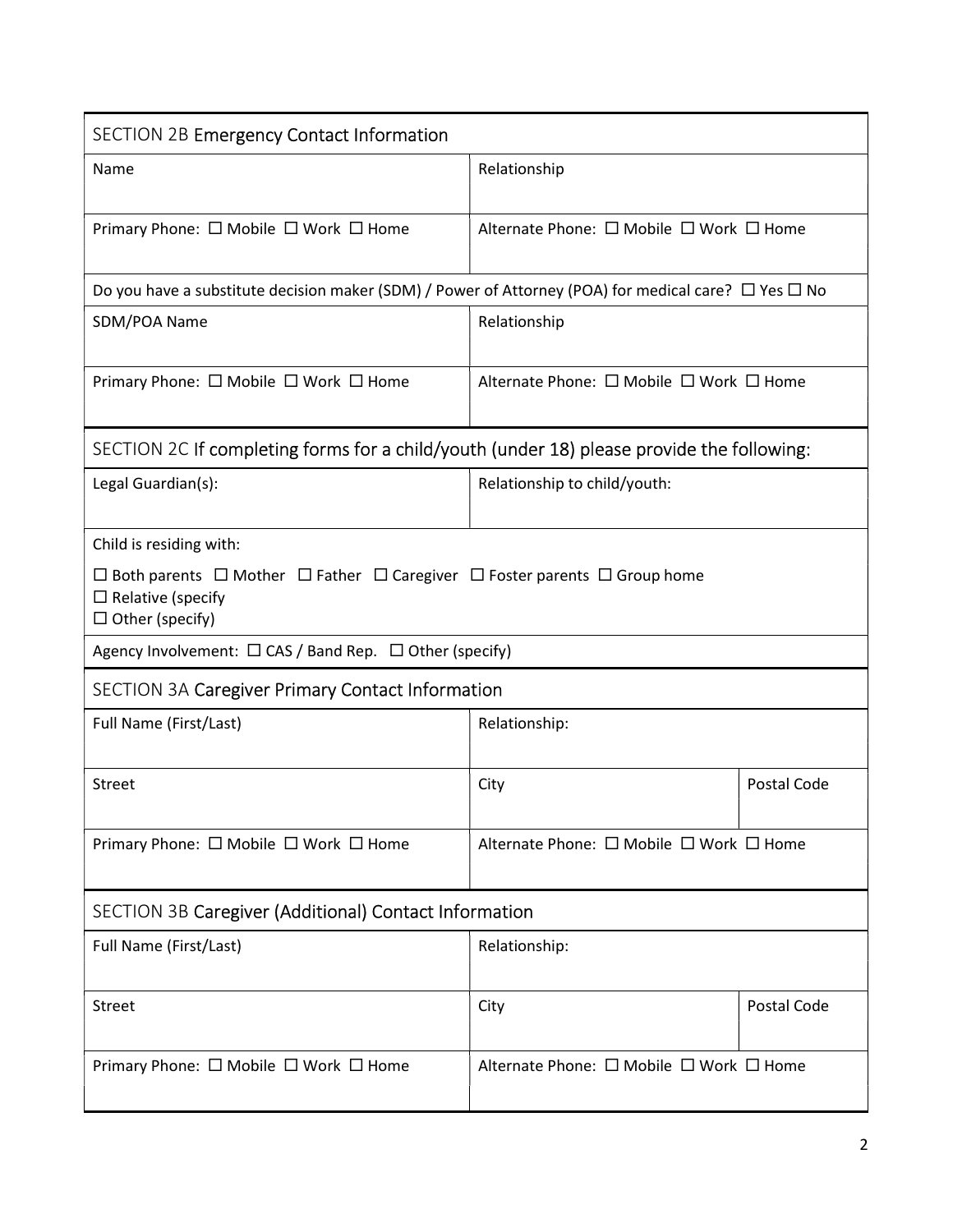## SECTION 2B Emergency Contact Information

| Name | Relationship |
| --- | --- |
| Primary Phone: ☐ Mobile ☐ Work ☐ Home | Alternate Phone: ☐ Mobile ☐ Work ☐ Home |

Do you have a substitute decision maker (SDM) / Power of Attorney (POA) for medical care? ☐ Yes ☐ No

| SDM/POA Name | Relationship |
| --- | --- |
| Primary Phone: ☐ Mobile ☐ Work ☐ Home | Alternate Phone: ☐ Mobile ☐ Work ☐ Home |

## SECTION 2C If completing forms for a child/youth (under 18) please provide the following:

| Legal Guardian(s): | Relationship to child/youth: |
| --- | --- |

Child is residing with:

☐ Both parents ☐ Mother ☐ Father ☐ Caregiver ☐ Foster parents ☐ Group home
☐ Relative (specify
☐ Other (specify)

Agency Involvement: ☐ CAS / Band Rep. ☐ Other (specify)

## SECTION 3A Caregiver Primary Contact Information

| Full Name (First/Last) | Relationship: | |
| --- | --- | --- |
| Street | City | Postal Code |
| Primary Phone: ☐ Mobile ☐ Work ☐ Home | Alternate Phone: ☐ Mobile ☐ Work ☐ Home | |

## SECTION 3B Caregiver (Additional) Contact Information

| Full Name (First/Last) | Relationship: | |
| --- | --- | --- |
| Street | City | Postal Code |
| Primary Phone: ☐ Mobile ☐ Work ☐ Home | Alternate Phone: ☐ Mobile ☐ Work ☐ Home | |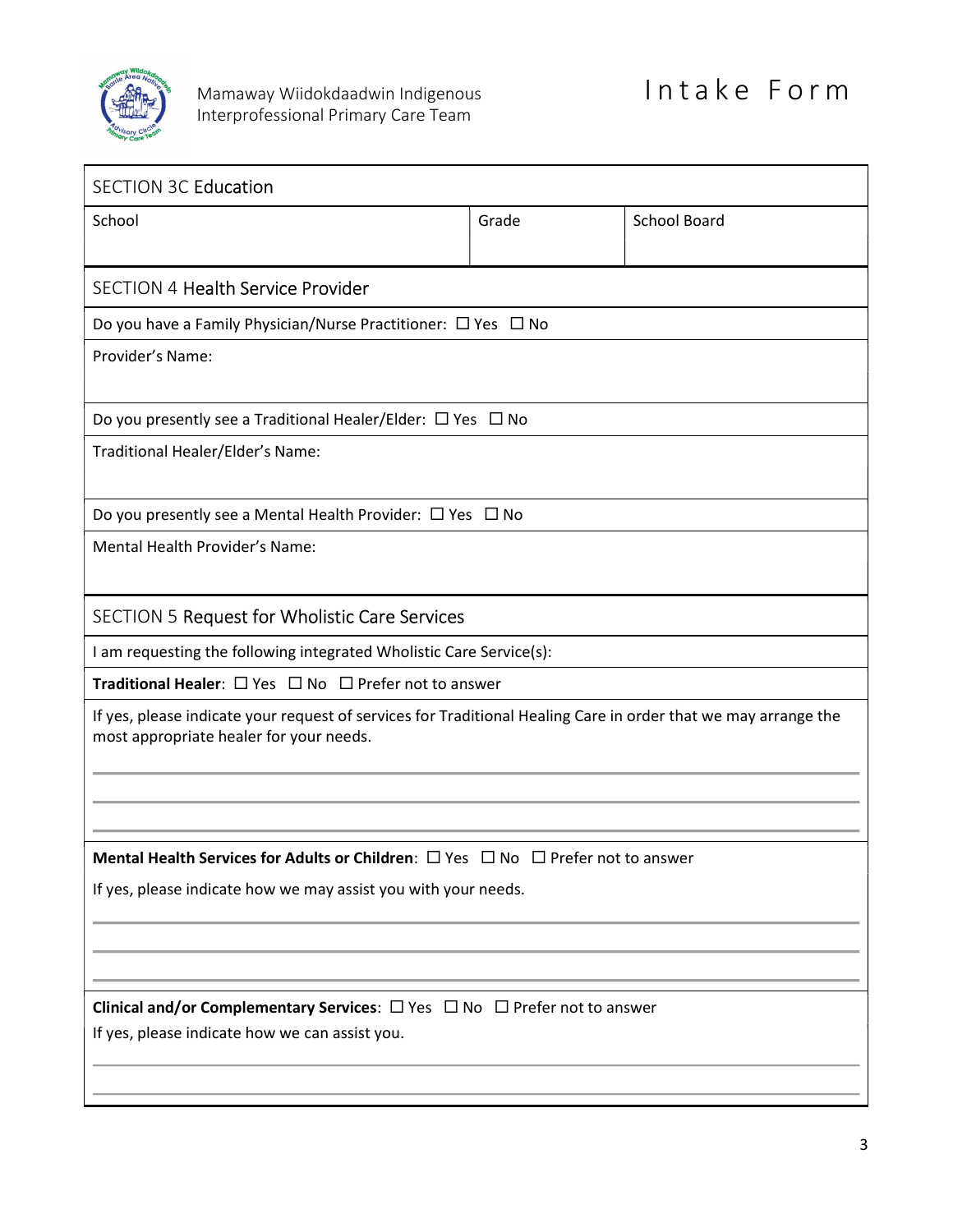## SECTION 3C Education

| School | Grade | School Board |
| --- | --- | --- |
| | | |

## SECTION 4 Health Service Provider

Do you have a Family Physician/Nurse Practitioner: ☐ Yes ☐ No

Provider's Name:

Do you presently see a Traditional Healer/Elder: ☐ Yes ☐ No

Traditional Healer/Elder's Name:

Do you presently see a Mental Health Provider: ☐ Yes ☐ No

Mental Health Provider's Name:

## SECTION 5 Request for Wholistic Care Services

I am requesting the following integrated Wholistic Care Service(s):

**Traditional Healer**: ☐ Yes ☐ No ☐ Prefer not to answer

If yes, please indicate your request of services for Traditional Healing Care in order that we may arrange the most appropriate healer for your needs.

______________________________________________

______________________________________________

______________________________________________

**Mental Health Services for Adults or Children**: ☐ Yes ☐ No ☐ Prefer not to answer

If yes, please indicate how we may assist you with your needs.

______________________________________________

______________________________________________

______________________________________________

**Clinical and/or Complementary Services**: ☐ Yes ☐ No ☐ Prefer not to answer

If yes, please indicate how we can assist you.

______________________________________________

______________________________________________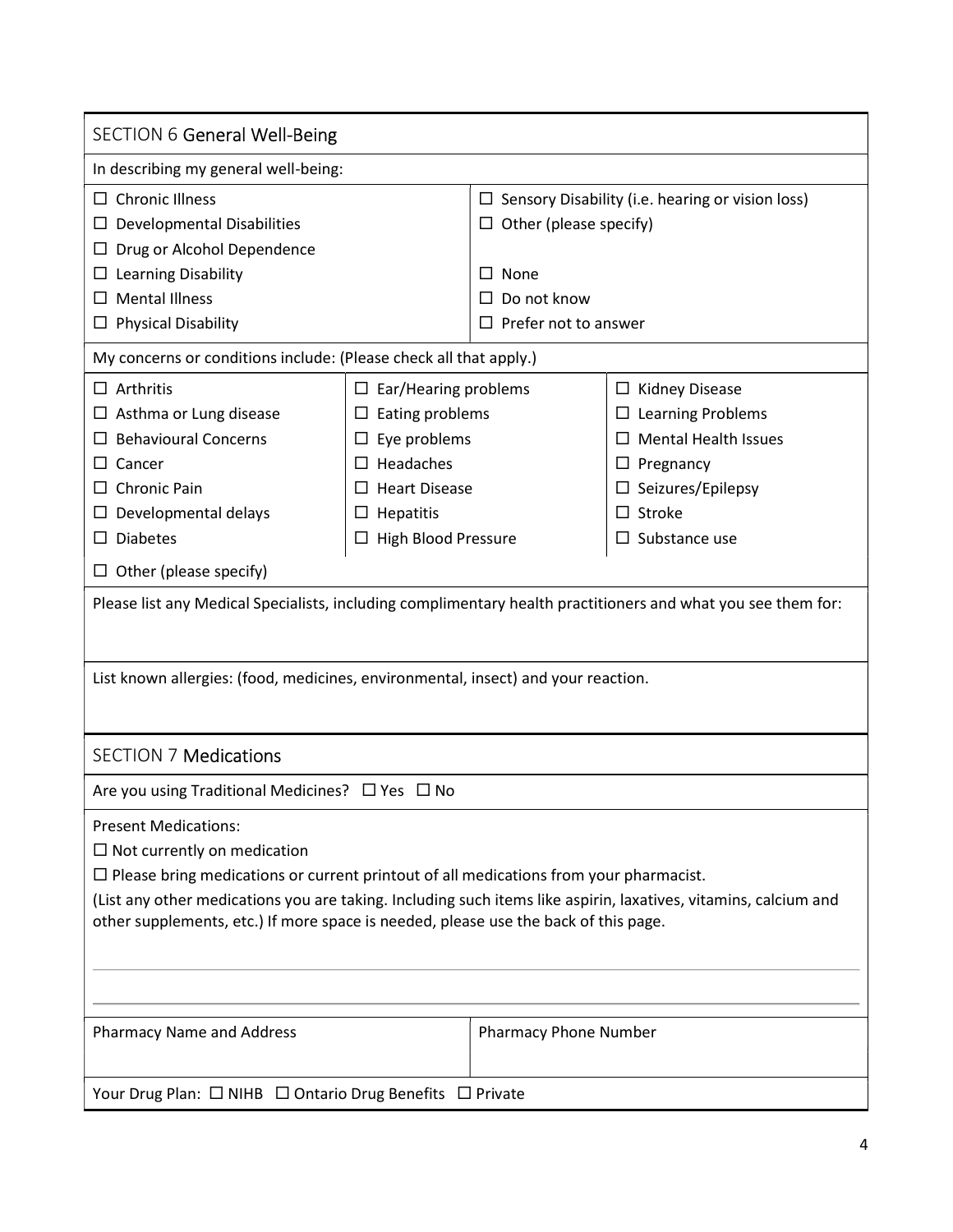## SECTION 6 General Well-Being

In describing my general well-being:

- ☐ Chronic Illness
- ☐ Developmental Disabilities
- ☐ Drug or Alcohol Dependence
- ☐ Learning Disability
- ☐ Mental Illness
- ☐ Physical Disability
- ☐ Sensory Disability (i.e. hearing or vision loss)
- ☐ Other (please specify)
- ☐ None
- ☐ Do not know
- ☐ Prefer not to answer

My concerns or conditions include: (Please check all that apply.)

| | | |
|---|---|---|
| ☐ Arthritis | ☐ Ear/Hearing problems | ☐ Kidney Disease |
| ☐ Asthma or Lung disease | ☐ Eating problems | ☐ Learning Problems |
| ☐ Behavioural Concerns | ☐ Eye problems | ☐ Mental Health Issues |
| ☐ Cancer | ☐ Headaches | ☐ Pregnancy |
| ☐ Chronic Pain | ☐ Heart Disease | ☐ Seizures/Epilepsy |
| ☐ Developmental delays | ☐ Hepatitis | ☐ Stroke |
| ☐ Diabetes | ☐ High Blood Pressure | ☐ Substance use |

☐ Other (please specify)

Please list any Medical Specialists, including complimentary health practitioners and what you see them for:

List known allergies: (food, medicines, environmental, insect) and your reaction.

## SECTION 7 Medications

Are you using Traditional Medicines? ☐ Yes ☐ No

Present Medications:

☐ Not currently on medication

☐ Please bring medications or current printout of all medications from your pharmacist.

(List any other medications you are taking. Including such items like aspirin, laxatives, vitamins, calcium and other supplements, etc.) If more space is needed, please use the back of this page.

| Pharmacy Name and Address | Pharmacy Phone Number |
|---|---|
| | |

Your Drug Plan: ☐ NIHB ☐ Ontario Drug Benefits ☐ Private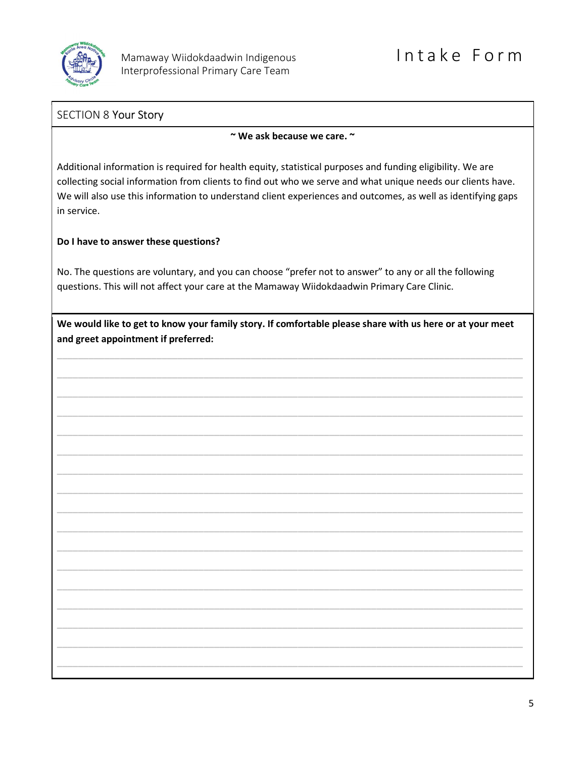## SECTION 8 Your Story

**~ We ask because we care. ~**

Additional information is required for health equity, statistical purposes and funding eligibility. We are collecting social information from clients to find out who we serve and what unique needs our clients have. We will also use this information to understand client experiences and outcomes, as well as identifying gaps in service.

**Do I have to answer these questions?**

No. The questions are voluntary, and you can choose "prefer not to answer" to any or all the following questions. This will not affect your care at the Mamaway Wiidokdaadwin Primary Care Clinic.

**We would like to get to know your family story. If comfortable please share with us here or at your meet and greet appointment if preferred:**

______________________________________________________________________________

______________________________________________________________________________

______________________________________________________________________________

______________________________________________________________________________

______________________________________________________________________________

______________________________________________________________________________

______________________________________________________________________________

______________________________________________________________________________

______________________________________________________________________________

______________________________________________________________________________

______________________________________________________________________________

______________________________________________________________________________

______________________________________________________________________________

______________________________________________________________________________

______________________________________________________________________________

______________________________________________________________________________

______________________________________________________________________________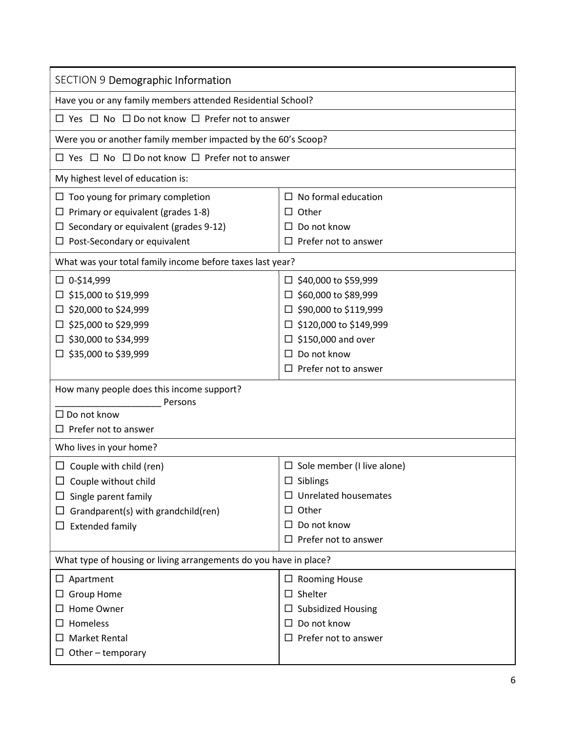## SECTION 9 Demographic Information

Have you or any family members attended Residential School?

☐ Yes ☐ No ☐ Do not know ☐ Prefer not to answer

Were you or another family member impacted by the 60's Scoop?

☐ Yes ☐ No ☐ Do not know ☐ Prefer not to answer

My highest level of education is:

- ☐ Too young for primary completion
- ☐ Primary or equivalent (grades 1-8)
- ☐ Secondary or equivalent (grades 9-12)
- ☐ Post-Secondary or equivalent
- ☐ No formal education
- ☐ Other
- ☐ Do not know
- ☐ Prefer not to answer

What was your total family income before taxes last year?

- ☐ 0-$14,999
- ☐ $15,000 to $19,999
- ☐ $20,000 to $24,999
- ☐ $25,000 to $29,999
- ☐ $30,000 to $34,999
- ☐ $35,000 to $39,999
- ☐ $40,000 to $59,999
- ☐ $60,000 to $89,999
- ☐ $90,000 to $119,999
- ☐ $120,000 to $149,999
- ☐ $150,000 and over
- ☐ Do not know
- ☐ Prefer not to answer

How many people does this income support?

____________________ Persons

☐ Do not know

☐ Prefer not to answer

Who lives in your home?

- ☐ Couple with child (ren)
- ☐ Couple without child
- ☐ Single parent family
- ☐ Grandparent(s) with grandchild(ren)
- ☐ Extended family
- ☐ Sole member (I live alone)
- ☐ Siblings
- ☐ Unrelated housemates
- ☐ Other
- ☐ Do not know
- ☐ Prefer not to answer

What type of housing or living arrangements do you have in place?

- ☐ Apartment
- ☐ Group Home
- ☐ Home Owner
- ☐ Homeless
- ☐ Market Rental
- ☐ Other – temporary
- ☐ Rooming House
- ☐ Shelter
- ☐ Subsidized Housing
- ☐ Do not know
- ☐ Prefer not to answer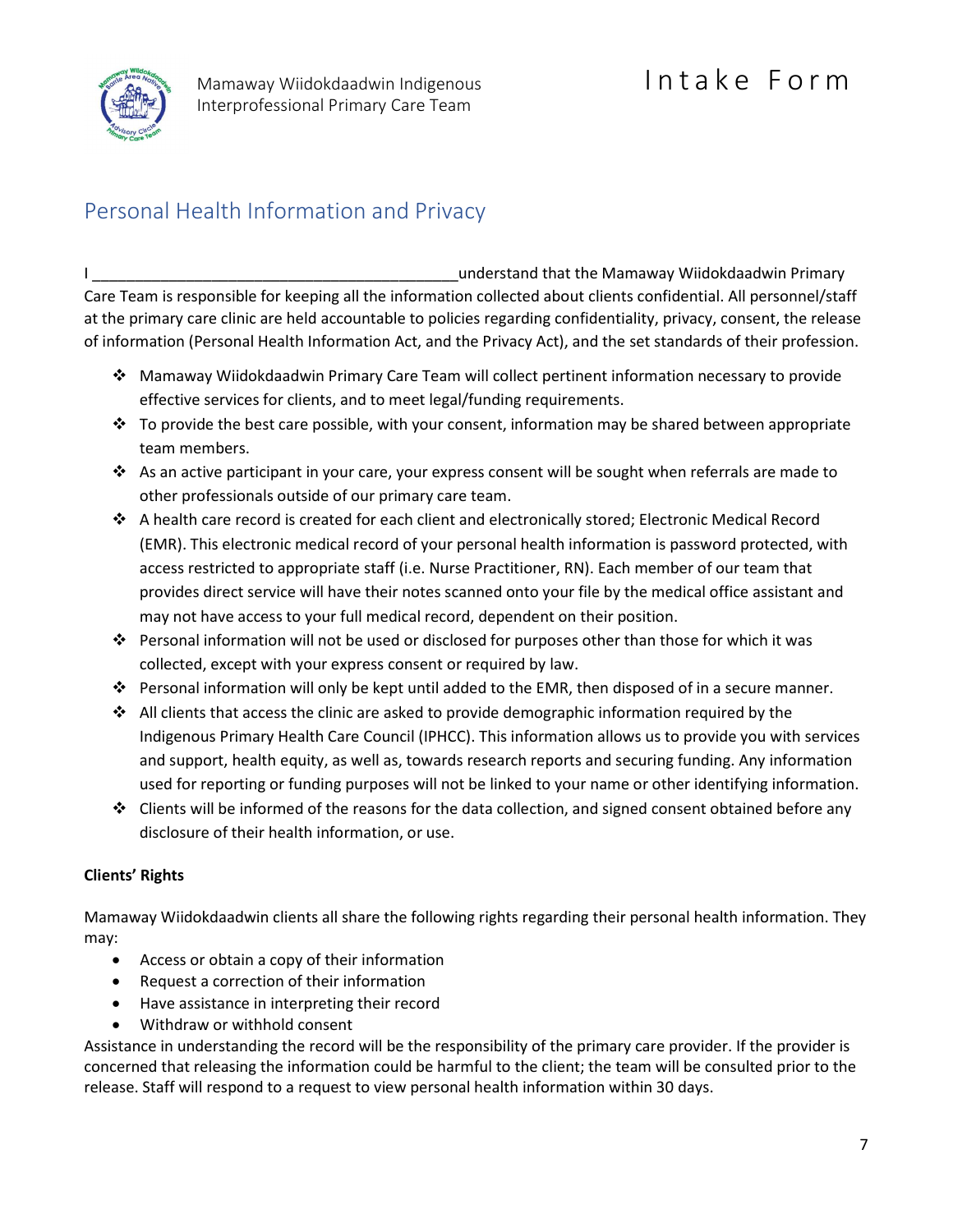## Personal Health Information and Privacy

I ___________________________________________understand that the Mamaway Wiidokdaadwin Primary Care Team is responsible for keeping all the information collected about clients confidential. All personnel/staff at the primary care clinic are held accountable to policies regarding confidentiality, privacy, consent, the release of information (Personal Health Information Act, and the Privacy Act), and the set standards of their profession.

- Mamaway Wiidokdaadwin Primary Care Team will collect pertinent information necessary to provide effective services for clients, and to meet legal/funding requirements.
- To provide the best care possible, with your consent, information may be shared between appropriate team members.
- As an active participant in your care, your express consent will be sought when referrals are made to other professionals outside of our primary care team.
- A health care record is created for each client and electronically stored; Electronic Medical Record (EMR). This electronic medical record of your personal health information is password protected, with access restricted to appropriate staff (i.e. Nurse Practitioner, RN). Each member of our team that provides direct service will have their notes scanned onto your file by the medical office assistant and may not have access to your full medical record, dependent on their position.
- Personal information will not be used or disclosed for purposes other than those for which it was collected, except with your express consent or required by law.
- Personal information will only be kept until added to the EMR, then disposed of in a secure manner.
- All clients that access the clinic are asked to provide demographic information required by the Indigenous Primary Health Care Council (IPHCC). This information allows us to provide you with services and support, health equity, as well as, towards research reports and securing funding. Any information used for reporting or funding purposes will not be linked to your name or other identifying information.
- Clients will be informed of the reasons for the data collection, and signed consent obtained before any disclosure of their health information, or use.

**Clients' Rights**

Mamaway Wiidokdaadwin clients all share the following rights regarding their personal health information. They may:

- Access or obtain a copy of their information
- Request a correction of their information
- Have assistance in interpreting their record
- Withdraw or withhold consent

Assistance in understanding the record will be the responsibility of the primary care provider. If the provider is concerned that releasing the information could be harmful to the client; the team will be consulted prior to the release. Staff will respond to a request to view personal health information within 30 days.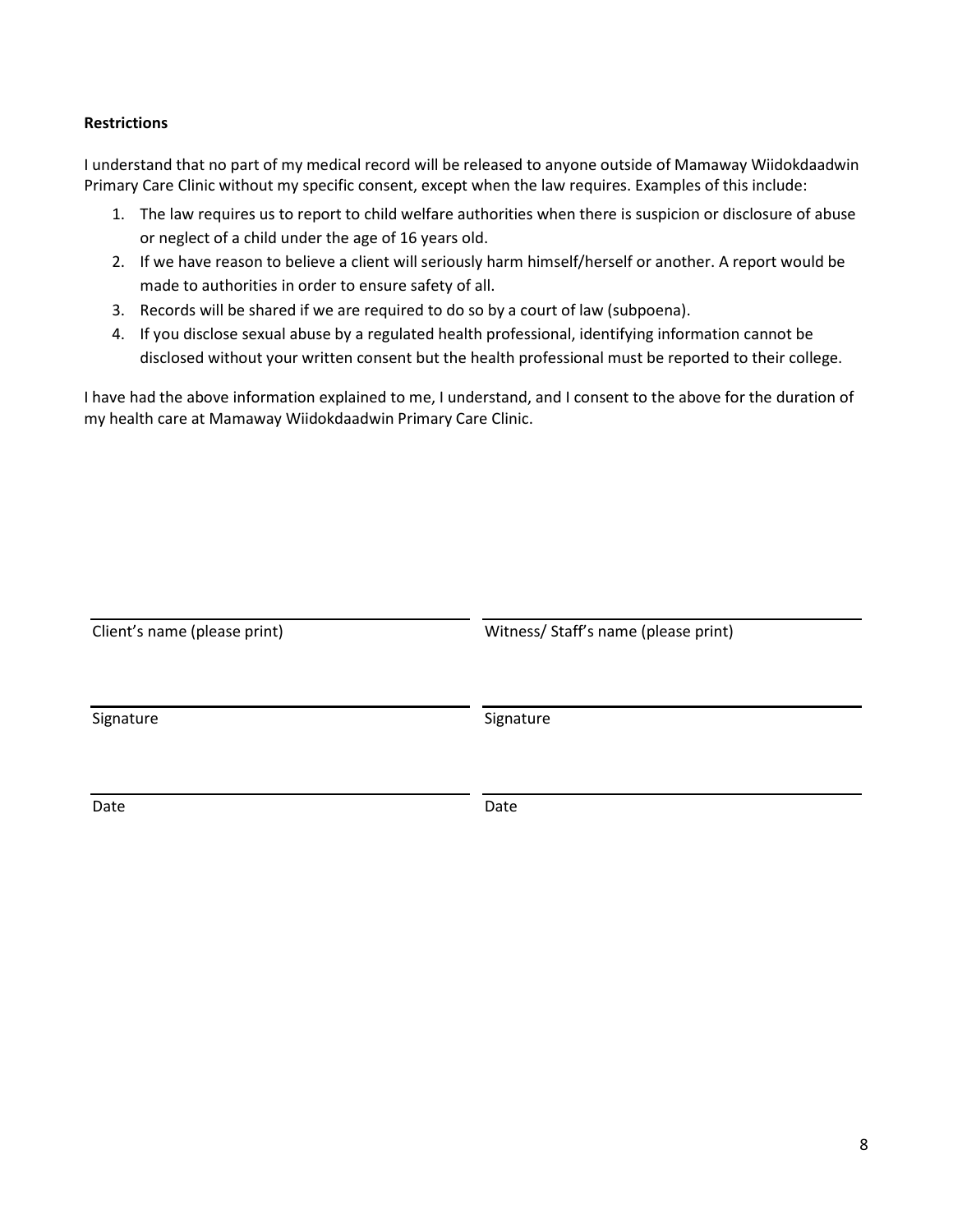**Restrictions**

I understand that no part of my medical record will be released to anyone outside of Mamaway Wiidokdaadwin Primary Care Clinic without my specific consent, except when the law requires. Examples of this include:

1. The law requires us to report to child welfare authorities when there is suspicion or disclosure of abuse or neglect of a child under the age of 16 years old.
2. If we have reason to believe a client will seriously harm himself/herself or another. A report would be made to authorities in order to ensure safety of all.
3. Records will be shared if we are required to do so by a court of law (subpoena).
4. If you disclose sexual abuse by a regulated health professional, identifying information cannot be disclosed without your written consent but the health professional must be reported to their college.

I have had the above information explained to me, I understand, and I consent to the above for the duration of my health care at Mamaway Wiidokdaadwin Primary Care Clinic.

| | |
|---|---|
| Client's name (please print) | Witness/ Staff's name (please print) |
| Signature | Signature |
| Date | Date |